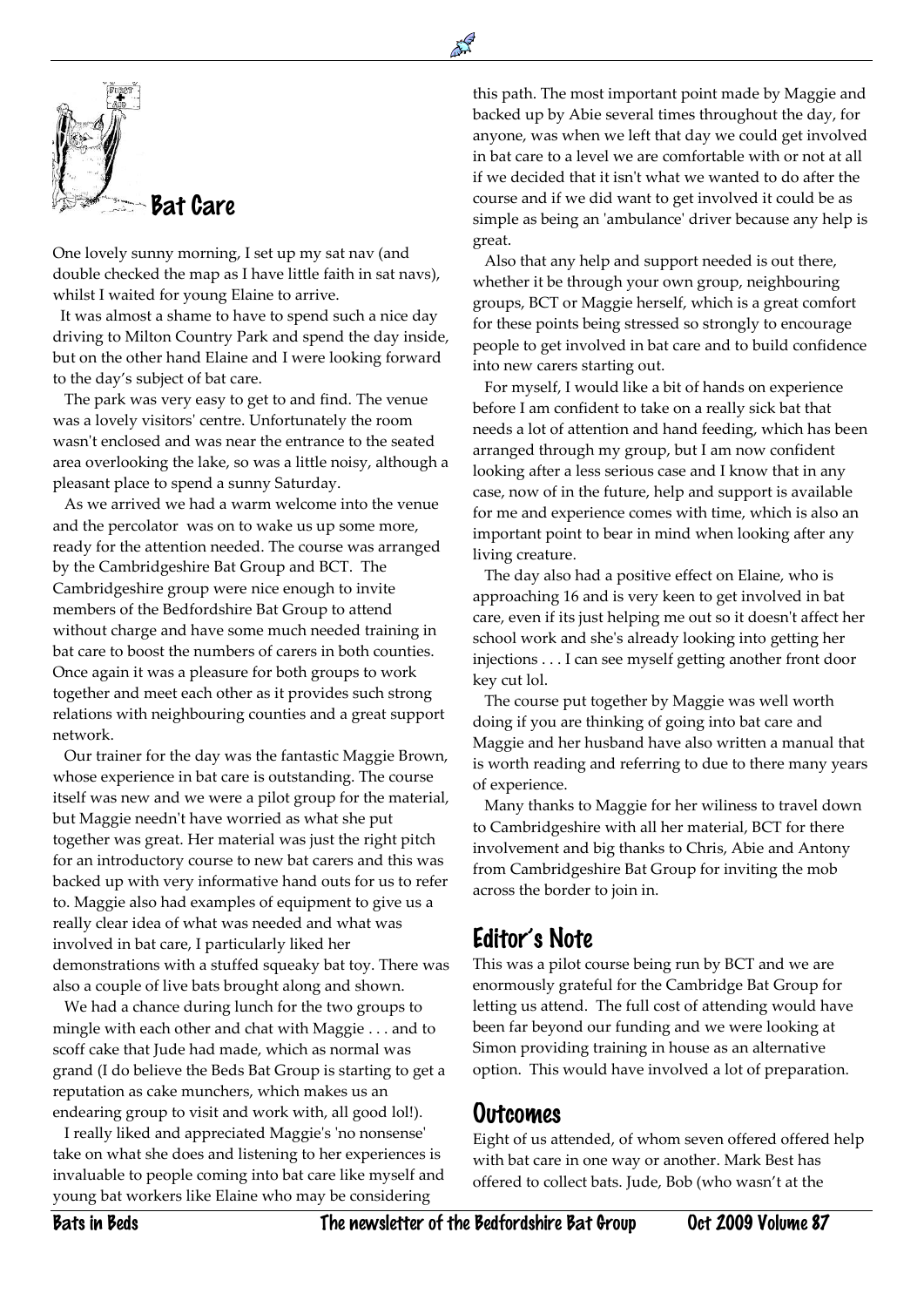## Bat Care

One lovely sunny morning, I set up my sat nav (and double checked the map as I have little faith in sat navs), whilst I waited for young Elaine to arrive.

It was almost a shame to have to spend such a nice day driving to Milton Country Park and spend the day inside, but on the other hand Elaine and I were looking forward to the day's subject of bat care.

The park was very easy to get to and find. The venue was a lovely visitors' centre. Unfortunately the room wasn't enclosed and was near the entrance to the seated area overlooking the lake, so was a little noisy, although a pleasant place to spend a sunny Saturday.

As we arrived we had a warm welcome into the venue and the percolator was on to wake us up some more, ready for the attention needed. The course was arranged by the Cambridgeshire Bat Group and BCT. The Cambridgeshire group were nice enough to invite members of the Bedfordshire Bat Group to attend without charge and have some much needed training in bat care to boost the numbers of carers in both counties. Once again it was a pleasure for both groups to work together and meet each other as it provides such strong relations with neighbouring counties and a great support network.

Our trainer for the day was the fantastic Maggie Brown, whose experience in bat care is outstanding. The course itself was new and we were a pilot group for the material, but Maggie needn't have worried as what she put together was great. Her material was just the right pitch for an introductory course to new bat carers and this was backed up with very informative hand outs for us to refer to. Maggie also had examples of equipment to give us a really clear idea of what was needed and what was involved in bat care, I particularly liked her demonstrations with a stuffed squeaky bat toy. There was also a couple of live bats brought along and shown.

We had a chance during lunch for the two groups to mingle with each other and chat with Maggie . . . and to scoff cake that Jude had made, which as normal was grand (I do believe the Beds Bat Group is starting to get a reputation as cake munchers, which makes us an endearing group to visit and work with, all good lol!).

I really liked and appreciated Maggie's 'no nonsense' take on what she does and listening to her experiences is invaluable to people coming into bat care like myself and young bat workers like Elaine who may be considering this path. The most important point made by Maggie and backed up by Abie several times throughout the day, for anyone, was when we left that day we could get involved in bat care to a level we are comfortable with or not at all if we decided that it isn't what we wanted to do after the course and if we did want to get involved it could be as simple as being an 'ambulance' driver because any help is great.

Also that any help and support needed is out there, whether it be through your own group, neighbouring groups, BCT or Maggie herself, which is a great comfort for these points being stressed so strongly to encourage people to get involved in bat care and to build confidence into new carers starting out.

For myself, I would like a bit of hands on experience before I am confident to take on a really sick bat that needs a lot of attention and hand feeding, which has been arranged through my group, but I am now confident looking after a less serious case and I know that in any case, now of in the future, help and support is available for me and experience comes with time, which is also an important point to bear in mind when looking after any living creature.

The day also had a positive effect on Elaine, who is approaching 16 and is very keen to get involved in bat care, even if its just helping me out so it doesn't affect her school work and she's already looking into getting her injections . . . I can see myself getting another front door key cut lol.

The course put together by Maggie was well worth doing if you are thinking of going into bat care and Maggie and her husband have also written a manual that is worth reading and referring to due to there many years of experience.

Many thanks to Maggie for her wiliness to travel down to Cambridgeshire with all her material, BCT for there involvement and big thanks to Chris, Abie and Antony from Cambridgeshire Bat Group for inviting the mob across the border to join in.

## Editor's Note

This was a pilot course being run by BCT and we are enormously grateful for the Cambridge Bat Group for letting us attend. The full cost of attending would have been far beyond our funding and we were looking at Simon providing training in house as an alternative option. This would have involved a lot of preparation.

## Outcomes

Eight of us attended, of whom seven offered offered help with bat care in one way or another. Mark Best has offered to collect bats. Jude, Bob (who wasn't at the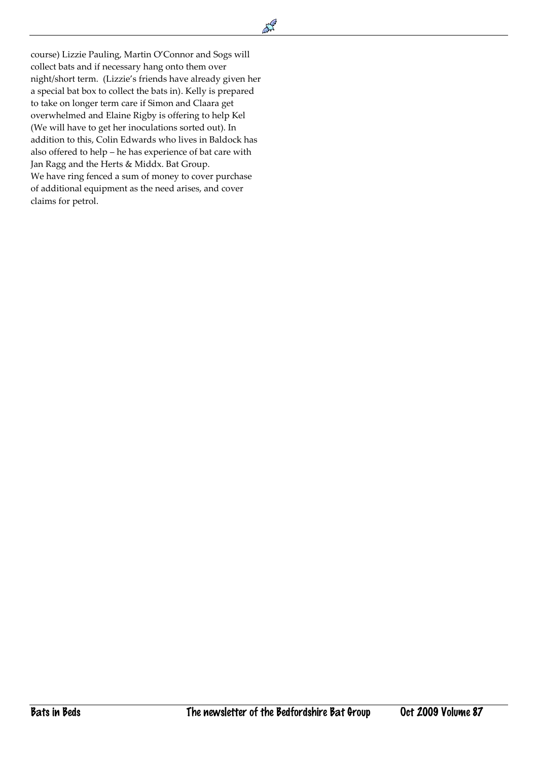course) Lizzie Pauling, Martin O'Connor and Sogs will collect bats and if necessary hang onto them over night/short term. (Lizzie's friends have already given her a special bat box to collect the bats in). Kelly is prepared to take on longer term care if Simon and Claara get overwhelmed and Elaine Rigby is offering to help Kel (We will have to get her inoculations sorted out). In addition to this, Colin Edwards who lives in Baldock has also offered to help – he has experience of bat care with Jan Ragg and the Herts & Middx. Bat Group.
We have ring fenced a sum of money to cover purchase of additional equipment as the need arises, and cover claims for petrol.